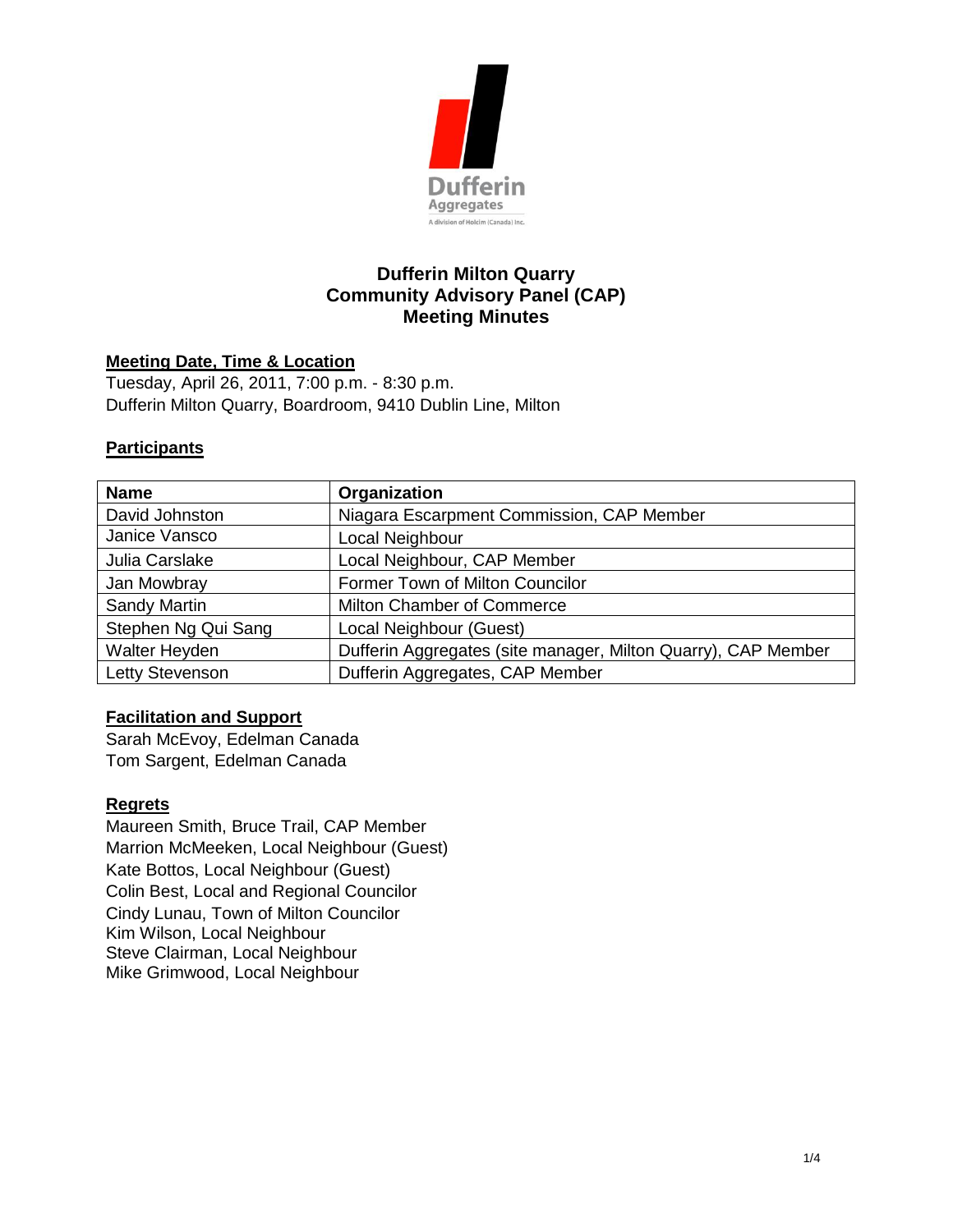# Dufferin Milton Quarry
# Community Advisory Panel (CAP)
# Meeting Minutes

## Meeting Date, Time & Location

Tuesday, April 26, 2011, 7:00 p.m. - 8:30 p.m.
Dufferin Milton Quarry, Boardroom, 9410 Dublin Line, Milton

## Participants

| Name | Organization |
|---|---|
| David Johnston | Niagara Escarpment Commission, CAP Member |
| Janice Vansco | Local Neighbour |
| Julia Carslake | Local Neighbour, CAP Member |
| Jan Mowbray | Former Town of Milton Councilor |
| Sandy Martin | Milton Chamber of Commerce |
| Stephen Ng Qui Sang | Local Neighbour (Guest) |
| Walter Heyden | Dufferin Aggregates (site manager, Milton Quarry), CAP Member |
| Letty Stevenson | Dufferin Aggregates, CAP Member |

## Facilitation and Support

Sarah McEvoy, Edelman Canada
Tom Sargent, Edelman Canada

## Regrets

Maureen Smith, Bruce Trail, CAP Member
Marrion McMeeken, Local Neighbour (Guest)
Kate Bottos, Local Neighbour (Guest)
Colin Best, Local and Regional Councilor
Cindy Lunau, Town of Milton Councilor
Kim Wilson, Local Neighbour
Steve Clairman, Local Neighbour
Mike Grimwood, Local Neighbour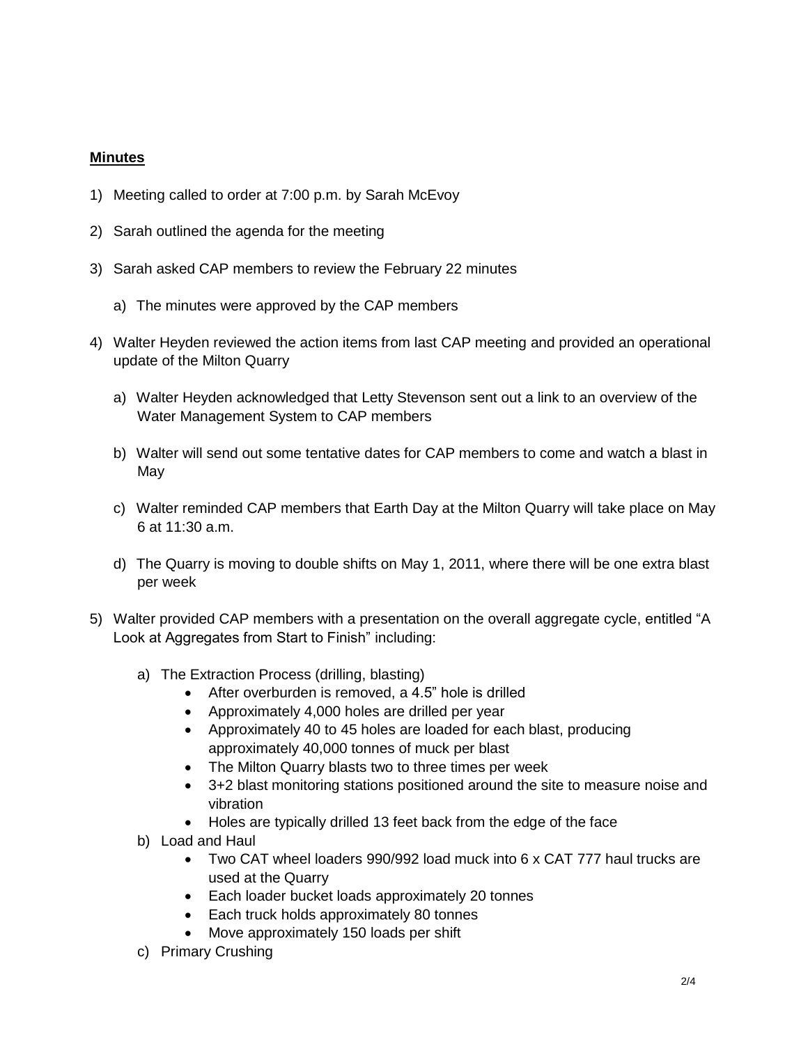## **Minutes**

1) Meeting called to order at 7:00 p.m. by Sarah McEvoy

2) Sarah outlined the agenda for the meeting

3) Sarah asked CAP members to review the February 22 minutes

   a) The minutes were approved by the CAP members

4) Walter Heyden reviewed the action items from last CAP meeting and provided an operational update of the Milton Quarry

   a) Walter Heyden acknowledged that Letty Stevenson sent out a link to an overview of the Water Management System to CAP members

   b) Walter will send out some tentative dates for CAP members to come and watch a blast in May

   c) Walter reminded CAP members that Earth Day at the Milton Quarry will take place on May 6 at 11:30 a.m.

   d) The Quarry is moving to double shifts on May 1, 2011, where there will be one extra blast per week

5) Walter provided CAP members with a presentation on the overall aggregate cycle, entitled "A Look at Aggregates from Start to Finish" including:

   a) The Extraction Process (drilling, blasting)
      - After overburden is removed, a 4.5" hole is drilled
      - Approximately 4,000 holes are drilled per year
      - Approximately 40 to 45 holes are loaded for each blast, producing approximately 40,000 tonnes of muck per blast
      - The Milton Quarry blasts two to three times per week
      - 3+2 blast monitoring stations positioned around the site to measure noise and vibration
      - Holes are typically drilled 13 feet back from the edge of the face

   b) Load and Haul
      - Two CAT wheel loaders 990/992 load muck into 6 x CAT 777 haul trucks are used at the Quarry
      - Each loader bucket loads approximately 20 tonnes
      - Each truck holds approximately 80 tonnes
      - Move approximately 150 loads per shift

   c) Primary Crushing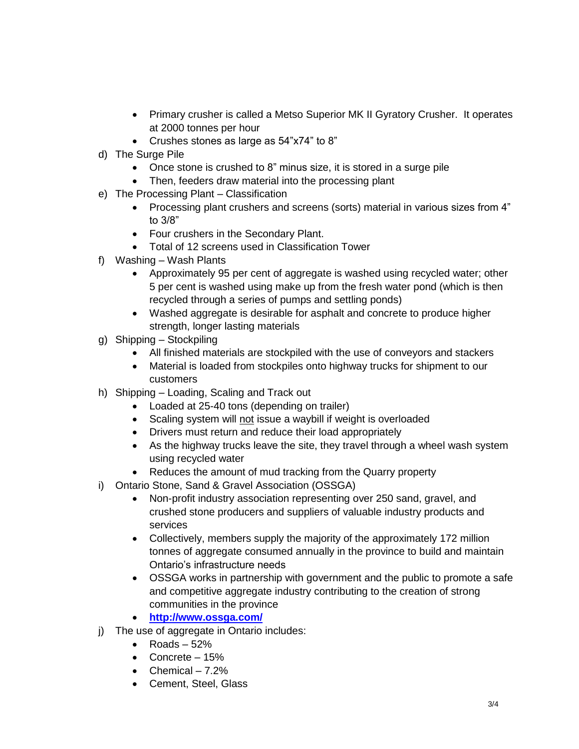- Primary crusher is called a Metso Superior MK II Gyratory Crusher. It operates at 2000 tonnes per hour
- Crushes stones as large as 54"x74" to 8"

d) The Surge Pile
  - Once stone is crushed to 8" minus size, it is stored in a surge pile
  - Then, feeders draw material into the processing plant

e) The Processing Plant – Classification
  - Processing plant crushers and screens (sorts) material in various sizes from 4" to 3/8"
  - Four crushers in the Secondary Plant.
  - Total of 12 screens used in Classification Tower

f) Washing – Wash Plants
  - Approximately 95 per cent of aggregate is washed using recycled water; other 5 per cent is washed using make up from the fresh water pond (which is then recycled through a series of pumps and settling ponds)
  - Washed aggregate is desirable for asphalt and concrete to produce higher strength, longer lasting materials

g) Shipping – Stockpiling
  - All finished materials are stockpiled with the use of conveyors and stackers
  - Material is loaded from stockpiles onto highway trucks for shipment to our customers

h) Shipping – Loading, Scaling and Track out
  - Loaded at 25-40 tons (depending on trailer)
  - Scaling system will <u>not</u> issue a waybill if weight is overloaded
  - Drivers must return and reduce their load appropriately
  - As the highway trucks leave the site, they travel through a wheel wash system using recycled water
  - Reduces the amount of mud tracking from the Quarry property

i) Ontario Stone, Sand & Gravel Association (OSSGA)
  - Non-profit industry association representing over 250 sand, gravel, and crushed stone producers and suppliers of valuable industry products and services
  - Collectively, members supply the majority of the approximately 172 million tonnes of aggregate consumed annually in the province to build and maintain Ontario's infrastructure needs
  - OSSGA works in partnership with government and the public to promote a safe and competitive aggregate industry contributing to the creation of strong communities in the province
  - **[http://www.ossga.com/](http://www.ossga.com/)**

j) The use of aggregate in Ontario includes:
  - Roads – 52%
  - Concrete – 15%
  - Chemical – 7.2%
  - Cement, Steel, Glass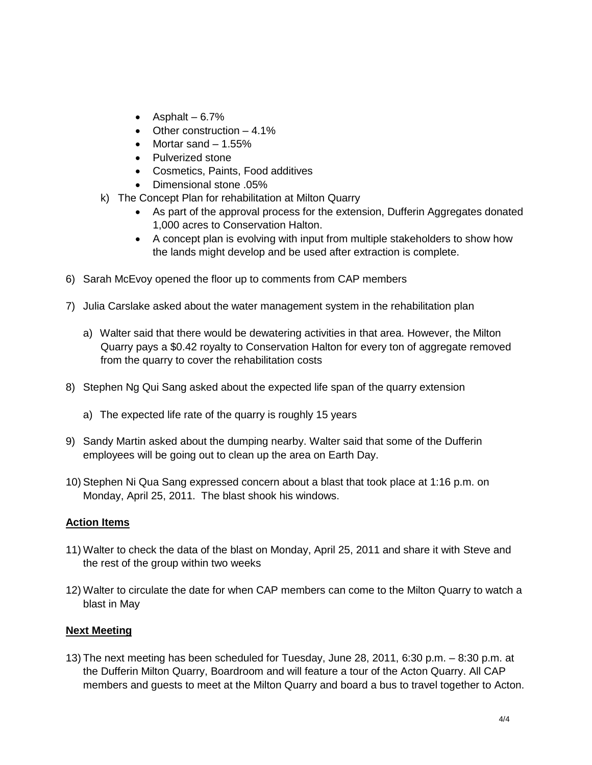- Asphalt – 6.7%
- Other construction – 4.1%
- Mortar sand – 1.55%
- Pulverized stone
- Cosmetics, Paints, Food additives
- Dimensional stone .05%

k) The Concept Plan for rehabilitation at Milton Quarry
   - As part of the approval process for the extension, Dufferin Aggregates donated 1,000 acres to Conservation Halton.
   - A concept plan is evolving with input from multiple stakeholders to show how the lands might develop and be used after extraction is complete.

6) Sarah McEvoy opened the floor up to comments from CAP members

7) Julia Carslake asked about the water management system in the rehabilitation plan

   a) Walter said that there would be dewatering activities in that area. However, the Milton Quarry pays a $0.42 royalty to Conservation Halton for every ton of aggregate removed from the quarry to cover the rehabilitation costs

8) Stephen Ng Qui Sang asked about the expected life span of the quarry extension

   a) The expected life rate of the quarry is roughly 15 years

9) Sandy Martin asked about the dumping nearby. Walter said that some of the Dufferin employees will be going out to clean up the area on Earth Day.

10) Stephen Ni Qua Sang expressed concern about a blast that took place at 1:16 p.m. on Monday, April 25, 2011. The blast shook his windows.

**Action Items**

11) Walter to check the data of the blast on Monday, April 25, 2011 and share it with Steve and the rest of the group within two weeks

12) Walter to circulate the date for when CAP members can come to the Milton Quarry to watch a blast in May

**Next Meeting**

13) The next meeting has been scheduled for Tuesday, June 28, 2011, 6:30 p.m. – 8:30 p.m. at the Dufferin Milton Quarry, Boardroom and will feature a tour of the Acton Quarry. All CAP members and guests to meet at the Milton Quarry and board a bus to travel together to Acton.